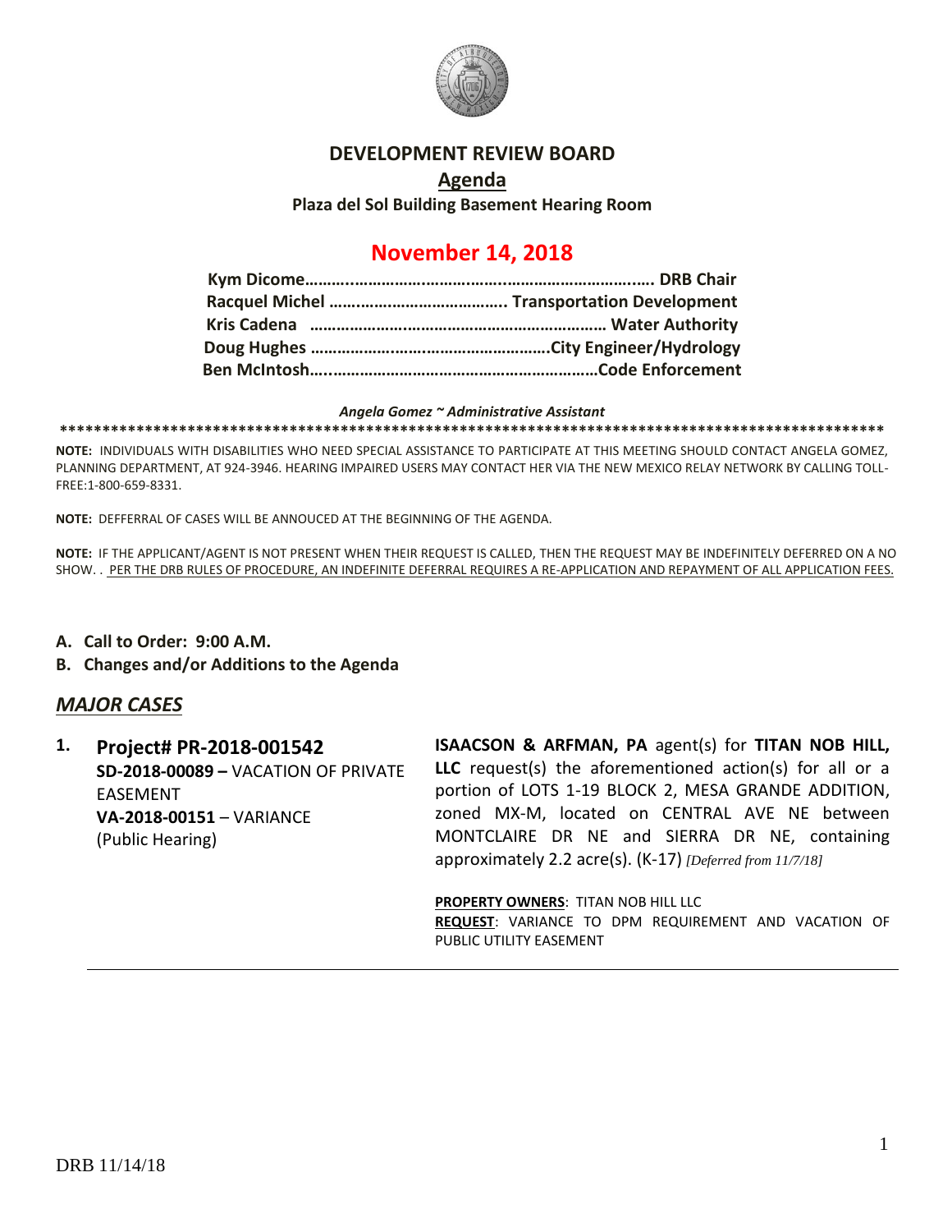# DEVELOPMENT REVIEW BOARD

## Agenda

**Plaza del Sol Building Basement Hearing Room**

## November 14, 2018

**Kym Dicome……………………………………………………………. DRB Chair**
**Racquel Michel ………………………………… Transportation Development**
**Kris Cadena ………………………………………………………… Water Authority**
**Doug Hughes ……………………………………………City Engineer/Hydrology**
**Ben McIntosh……………………………………………………Code Enforcement**

*Angela Gomez ~ Administrative Assistant*

****************************************************************************************************

**NOTE:** INDIVIDUALS WITH DISABILITIES WHO NEED SPECIAL ASSISTANCE TO PARTICIPATE AT THIS MEETING SHOULD CONTACT ANGELA GOMEZ, PLANNING DEPARTMENT, AT 924-3946. HEARING IMPAIRED USERS MAY CONTACT HER VIA THE NEW MEXICO RELAY NETWORK BY CALLING TOLL-FREE:1-800-659-8331.

**NOTE:** DEFFERRAL OF CASES WILL BE ANNOUCED AT THE BEGINNING OF THE AGENDA.

**NOTE:** IF THE APPLICANT/AGENT IS NOT PRESENT WHEN THEIR REQUEST IS CALLED, THEN THE REQUEST MAY BE INDEFINITELY DEFERRED ON A NO SHOW. . PER THE DRB RULES OF PROCEDURE, AN INDEFINITE DEFERRAL REQUIRES A RE-APPLICATION AND REPAYMENT OF ALL APPLICATION FEES.

**A. Call to Order: 9:00 A.M.**
**B. Changes and/or Additions to the Agenda**

## *MAJOR CASES*

**1. Project# PR-2018-001542**
**SD-2018-00089 –** VACATION OF PRIVATE EASEMENT
**VA-2018-00151** – VARIANCE
(Public Hearing)

**ISAACSON & ARFMAN, PA** agent(s) for **TITAN NOB HILL, LLC** request(s) the aforementioned action(s) for all or a portion of LOTS 1-19 BLOCK 2, MESA GRANDE ADDITION, zoned MX-M, located on CENTRAL AVE NE between MONTCLAIRE DR NE and SIERRA DR NE, containing approximately 2.2 acre(s). (K-17) *[Deferred from 11/7/18]*

**PROPERTY OWNERS**: TITAN NOB HILL LLC
**REQUEST**: VARIANCE TO DPM REQUIREMENT AND VACATION OF PUBLIC UTILITY EASEMENT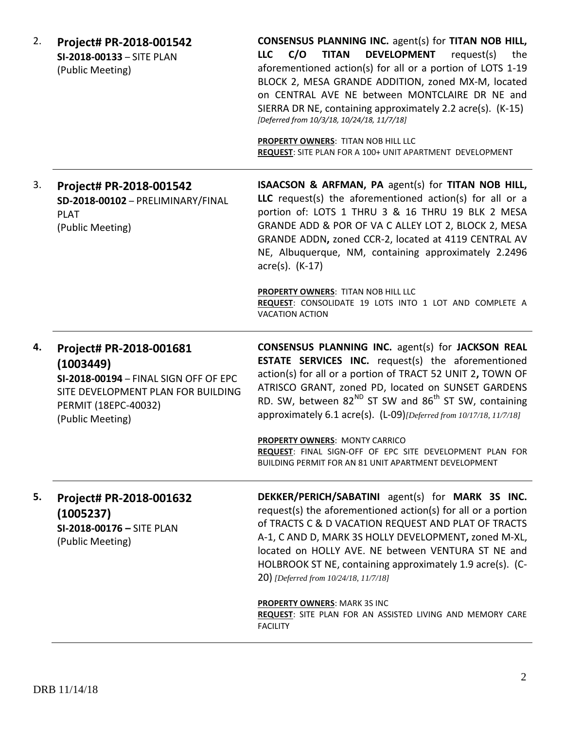| | | |
|---|---|---|
| 2. | **Project# PR-2018-001542**<br>**SI-2018-00133** – SITE PLAN<br>(Public Meeting) | **CONSENSUS PLANNING INC.** agent(s) for **TITAN NOB HILL, LLC C/O TITAN DEVELOPMENT** request(s) the aforementioned action(s) for all or a portion of LOTS 1-19 BLOCK 2, MESA GRANDE ADDITION, zoned MX-M, located on CENTRAL AVE NE between MONTCLAIRE DR NE and SIERRA DR NE, containing approximately 2.2 acre(s). (K-15) *[Deferred from 10/3/18, 10/24/18, 11/7/18]*<br><br>**PROPERTY OWNERS**: TITAN NOB HILL LLC<br>**REQUEST**: SITE PLAN FOR A 100+ UNIT APARTMENT DEVELOPMENT |
| 3. | **Project# PR-2018-001542**<br>**SD-2018-00102** – PRELIMINARY/FINAL PLAT<br>(Public Meeting) | **ISAACSON & ARFMAN, PA** agent(s) for **TITAN NOB HILL, LLC** request(s) the aforementioned action(s) for all or a portion of: LOTS 1 THRU 3 & 16 THRU 19 BLK 2 MESA GRANDE ADD & POR OF VA C ALLEY LOT 2, BLOCK 2, MESA GRANDE ADDN**,** zoned CCR-2, located at 4119 CENTRAL AV NE, Albuquerque, NM, containing approximately 2.2496 acre(s). (K-17)<br><br>**PROPERTY OWNERS**: TITAN NOB HILL LLC<br>**REQUEST**: CONSOLIDATE 19 LOTS INTO 1 LOT AND COMPLETE A VACATION ACTION |
| **4.** | **Project# PR-2018-001681 (1003449)**<br>**SI-2018-00194** – FINAL SIGN OFF OF EPC SITE DEVELOPMENT PLAN FOR BUILDING PERMIT (18EPC-40032)<br>(Public Meeting) | **CONSENSUS PLANNING INC.** agent(s) for **JACKSON REAL ESTATE SERVICES INC.** request(s) the aforementioned action(s) for all or a portion of TRACT 52 UNIT 2**,** TOWN OF ATRISCO GRANT, zoned PD, located on SUNSET GARDENS RD. SW, between 82ND ST SW and 86th ST SW, containing approximately 6.1 acre(s). (L-09)*[Deferred from 10/17/18, 11/7/18]*<br><br>**PROPERTY OWNERS**: MONTY CARRICO<br>**REQUEST**: FINAL SIGN-OFF OF EPC SITE DEVELOPMENT PLAN FOR BUILDING PERMIT FOR AN 81 UNIT APARTMENT DEVELOPMENT |
| **5.** | **Project# PR-2018-001632 (1005237)**<br>**SI-2018-00176 –** SITE PLAN<br>(Public Meeting) | **DEKKER/PERICH/SABATINI** agent(s) for **MARK 3S INC.** request(s) the aforementioned action(s) for all or a portion of TRACTS C & D VACATION REQUEST AND PLAT OF TRACTS A-1, C AND D, MARK 3S HOLLY DEVELOPMENT**,** zoned M-XL, located on HOLLY AVE. NE between VENTURA ST NE and HOLBROOK ST NE, containing approximately 1.9 acre(s). (C-20) *[Deferred from 10/24/18, 11/7/18]*<br><br>**PROPERTY OWNERS**: MARK 3S INC<br>**REQUEST**: SITE PLAN FOR AN ASSISTED LIVING AND MEMORY CARE FACILITY |

DRB 11/14/18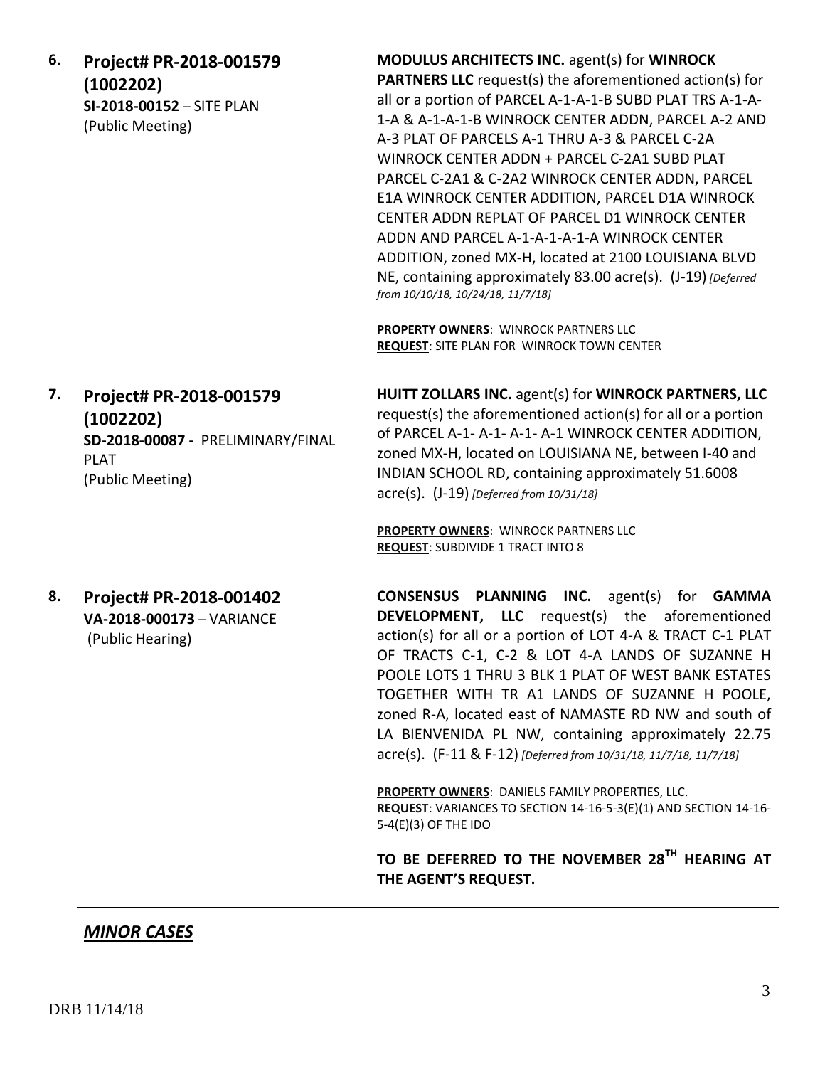| | | |
|---|---|---|
| **6.** | **Project# PR-2018-001579 (1002202)**<br>**SI-2018-00152** – SITE PLAN<br>(Public Meeting) | **MODULUS ARCHITECTS INC.** agent(s) for **WINROCK PARTNERS LLC** request(s) the aforementioned action(s) for all or a portion of PARCEL A-1-A-1-B SUBD PLAT TRS A-1-A-1-A & A-1-A-1-B WINROCK CENTER ADDN, PARCEL A-2 AND A-3 PLAT OF PARCELS A-1 THRU A-3 & PARCEL C-2A WINROCK CENTER ADDN + PARCEL C-2A1 SUBD PLAT PARCEL C-2A1 & C-2A2 WINROCK CENTER ADDN, PARCEL E1A WINROCK CENTER ADDITION, PARCEL D1A WINROCK CENTER ADDN REPLAT OF PARCEL D1 WINROCK CENTER ADDN AND PARCEL A-1-A-1-A-1-A WINROCK CENTER ADDITION, zoned MX-H, located at 2100 LOUISIANA BLVD NE, containing approximately 83.00 acre(s). (J-19) *[Deferred from 10/10/18, 10/24/18, 11/7/18]*<br><br>**PROPERTY OWNERS**: WINROCK PARTNERS LLC<br>**REQUEST**: SITE PLAN FOR WINROCK TOWN CENTER |
| **7.** | **Project# PR-2018-001579 (1002202)**<br>**SD-2018-00087 -** PRELIMINARY/FINAL PLAT<br>(Public Meeting) | **HUITT ZOLLARS INC.** agent(s) for **WINROCK PARTNERS, LLC** request(s) the aforementioned action(s) for all or a portion of PARCEL A-1- A-1- A-1- A-1 WINROCK CENTER ADDITION, zoned MX-H, located on LOUISIANA NE, between I-40 and INDIAN SCHOOL RD, containing approximately 51.6008 acre(s). (J-19) *[Deferred from 10/31/18]*<br><br>**PROPERTY OWNERS**: WINROCK PARTNERS LLC<br>**REQUEST**: SUBDIVIDE 1 TRACT INTO 8 |
| **8.** | **Project# PR-2018-001402**<br>**VA-2018-000173** – VARIANCE<br>(Public Hearing) | **CONSENSUS PLANNING INC.** agent(s) for **GAMMA DEVELOPMENT, LLC** request(s) the aforementioned action(s) for all or a portion of LOT 4-A & TRACT C-1 PLAT OF TRACTS C-1, C-2 & LOT 4-A LANDS OF SUZANNE H POOLE LOTS 1 THRU 3 BLK 1 PLAT OF WEST BANK ESTATES TOGETHER WITH TR A1 LANDS OF SUZANNE H POOLE, zoned R-A, located east of NAMASTE RD NW and south of LA BIENVENIDA PL NW, containing approximately 22.75 acre(s). (F-11 & F-12) *[Deferred from 10/31/18, 11/7/18, 11/7/18]*<br><br>**PROPERTY OWNERS**: DANIELS FAMILY PROPERTIES, LLC.<br>**REQUEST**: VARIANCES TO SECTION 14-16-5-3(E)(1) AND SECTION 14-16-5-4(E)(3) OF THE IDO<br><br>**TO BE DEFERRED TO THE NOVEMBER 28TH HEARING AT THE AGENT'S REQUEST.** |

## ***MINOR CASES***

DRB 11/14/18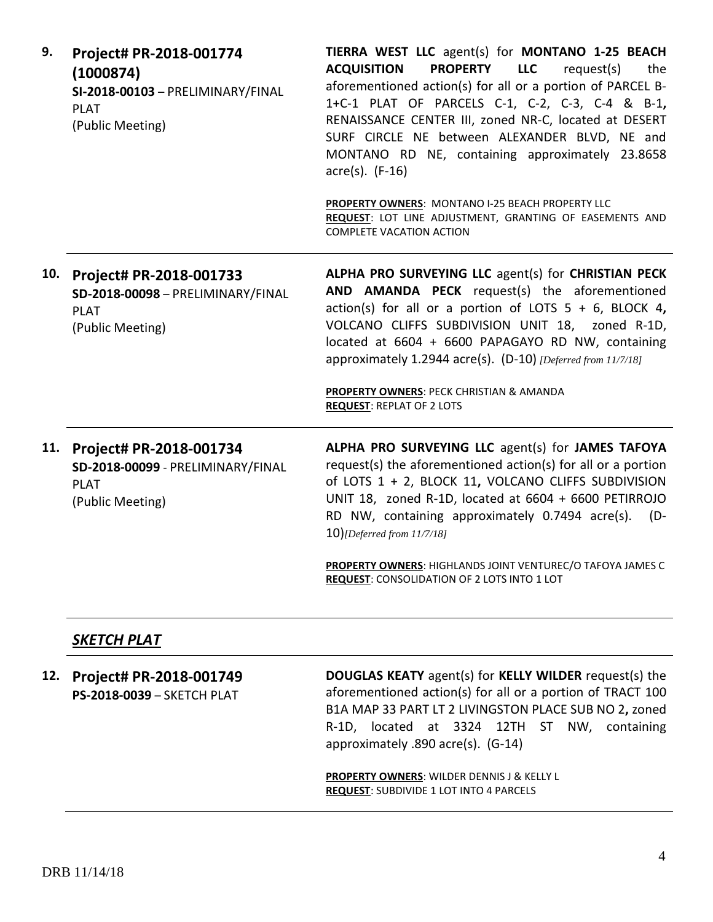**9. Project# PR-2018-001774 (1000874)**
**SI-2018-00103** – PRELIMINARY/FINAL PLAT
(Public Meeting)

**TIERRA WEST LLC** agent(s) for **MONTANO 1-25 BEACH ACQUISITION PROPERTY LLC** request(s) the aforementioned action(s) for all or a portion of PARCEL B-1+C-1 PLAT OF PARCELS C-1, C-2, C-3, C-4 & B-1**,** RENAISSANCE CENTER III, zoned NR-C, located at DESERT SURF CIRCLE NE between ALEXANDER BLVD, NE and MONTANO RD NE, containing approximately 23.8658 acre(s). (F-16)

**PROPERTY OWNERS**: MONTANO I-25 BEACH PROPERTY LLC
**REQUEST**: LOT LINE ADJUSTMENT, GRANTING OF EASEMENTS AND COMPLETE VACATION ACTION

---

**10. Project# PR-2018-001733**
**SD-2018-00098** – PRELIMINARY/FINAL PLAT
(Public Meeting)

**ALPHA PRO SURVEYING LLC** agent(s) for **CHRISTIAN PECK AND AMANDA PECK** request(s) the aforementioned action(s) for all or a portion of LOTS 5 + 6, BLOCK 4**,** VOLCANO CLIFFS SUBDIVISION UNIT 18, zoned R-1D, located at 6604 + 6600 PAPAGAYO RD NW, containing approximately 1.2944 acre(s). (D-10) *[Deferred from 11/7/18]*

**PROPERTY OWNERS**: PECK CHRISTIAN & AMANDA
**REQUEST**: REPLAT OF 2 LOTS

---

**11. Project# PR-2018-001734**
**SD-2018-00099** - PRELIMINARY/FINAL PLAT
(Public Meeting)

**ALPHA PRO SURVEYING LLC** agent(s) for **JAMES TAFOYA** request(s) the aforementioned action(s) for all or a portion of LOTS 1 + 2, BLOCK 11**,** VOLCANO CLIFFS SUBDIVISION UNIT 18, zoned R-1D, located at 6604 + 6600 PETIRROJO RD NW, containing approximately 0.7494 acre(s). (D-10)*[Deferred from 11/7/18]*

**PROPERTY OWNERS**: HIGHLANDS JOINT VENTUREC/O TAFOYA JAMES C
**REQUEST**: CONSOLIDATION OF 2 LOTS INTO 1 LOT

---

## ***SKETCH PLAT***

---

**12. Project# PR-2018-001749**
**PS-2018-0039** – SKETCH PLAT

**DOUGLAS KEATY** agent(s) for **KELLY WILDER** request(s) the aforementioned action(s) for all or a portion of TRACT 100 B1A MAP 33 PART LT 2 LIVINGSTON PLACE SUB NO 2**,** zoned R-1D, located at 3324 12TH ST NW, containing approximately .890 acre(s). (G-14)

**PROPERTY OWNERS**: WILDER DENNIS J & KELLY L
**REQUEST**: SUBDIVIDE 1 LOT INTO 4 PARCELS

---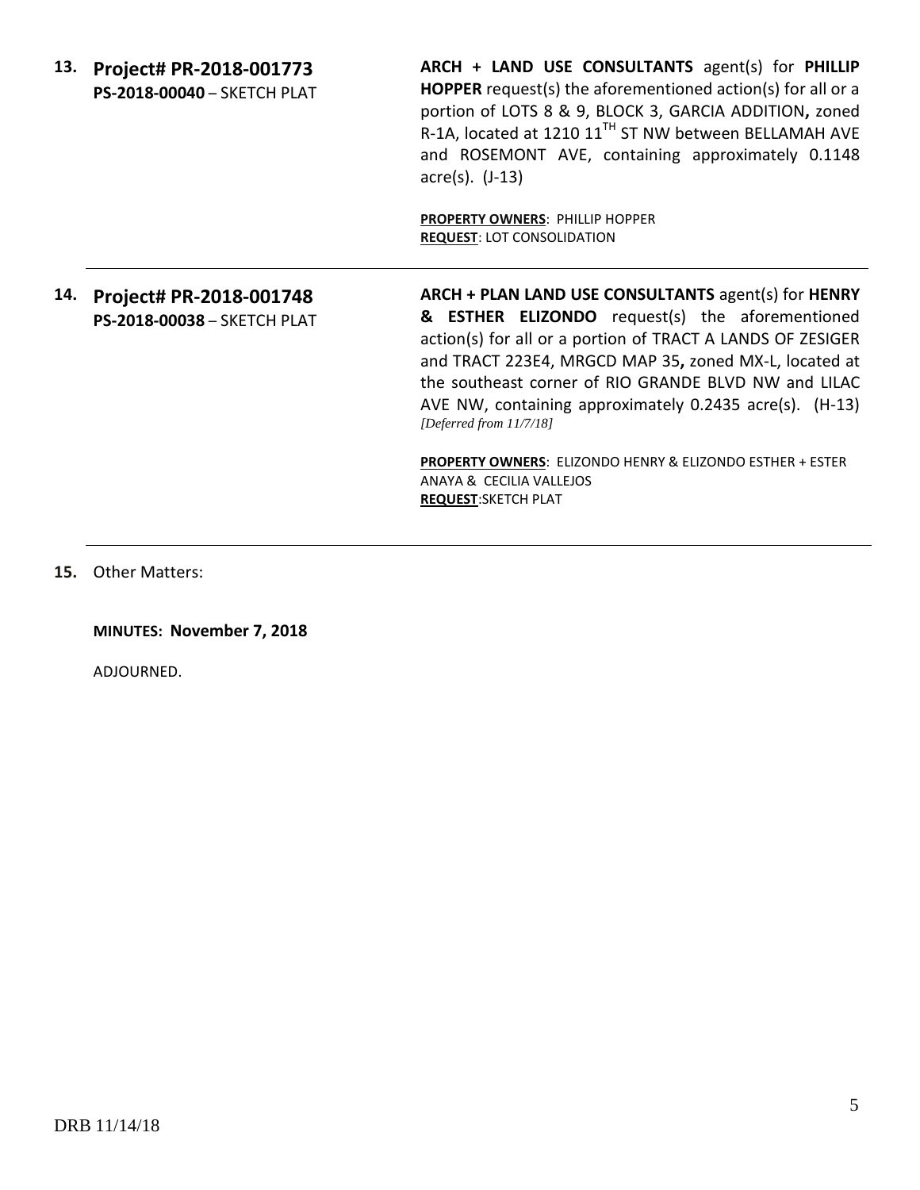**13. Project# PR-2018-001773**
**PS-2018-00040** – SKETCH PLAT

**ARCH + LAND USE CONSULTANTS** agent(s) for **PHILLIP HOPPER** request(s) the aforementioned action(s) for all or a portion of LOTS 8 & 9, BLOCK 3, GARCIA ADDITION**,** zoned R-1A, located at 1210 11TH ST NW between BELLAMAH AVE and ROSEMONT AVE, containing approximately 0.1148 acre(s). (J-13)

**PROPERTY OWNERS**: PHILLIP HOPPER
**REQUEST**: LOT CONSOLIDATION

---

**14. Project# PR-2018-001748**
**PS-2018-00038** – SKETCH PLAT

**ARCH + PLAN LAND USE CONSULTANTS** agent(s) for **HENRY & ESTHER ELIZONDO** request(s) the aforementioned action(s) for all or a portion of TRACT A LANDS OF ZESIGER and TRACT 223E4, MRGCD MAP 35**,** zoned MX-L, located at the southeast corner of RIO GRANDE BLVD NW and LILAC AVE NW, containing approximately 0.2435 acre(s). (H-13) *[Deferred from 11/7/18]*

**PROPERTY OWNERS**: ELIZONDO HENRY & ELIZONDO ESTHER + ESTER ANAYA & CECILIA VALLEJOS
**REQUEST**:SKETCH PLAT

---

**15.** Other Matters:

**MINUTES: November 7, 2018**

ADJOURNED.